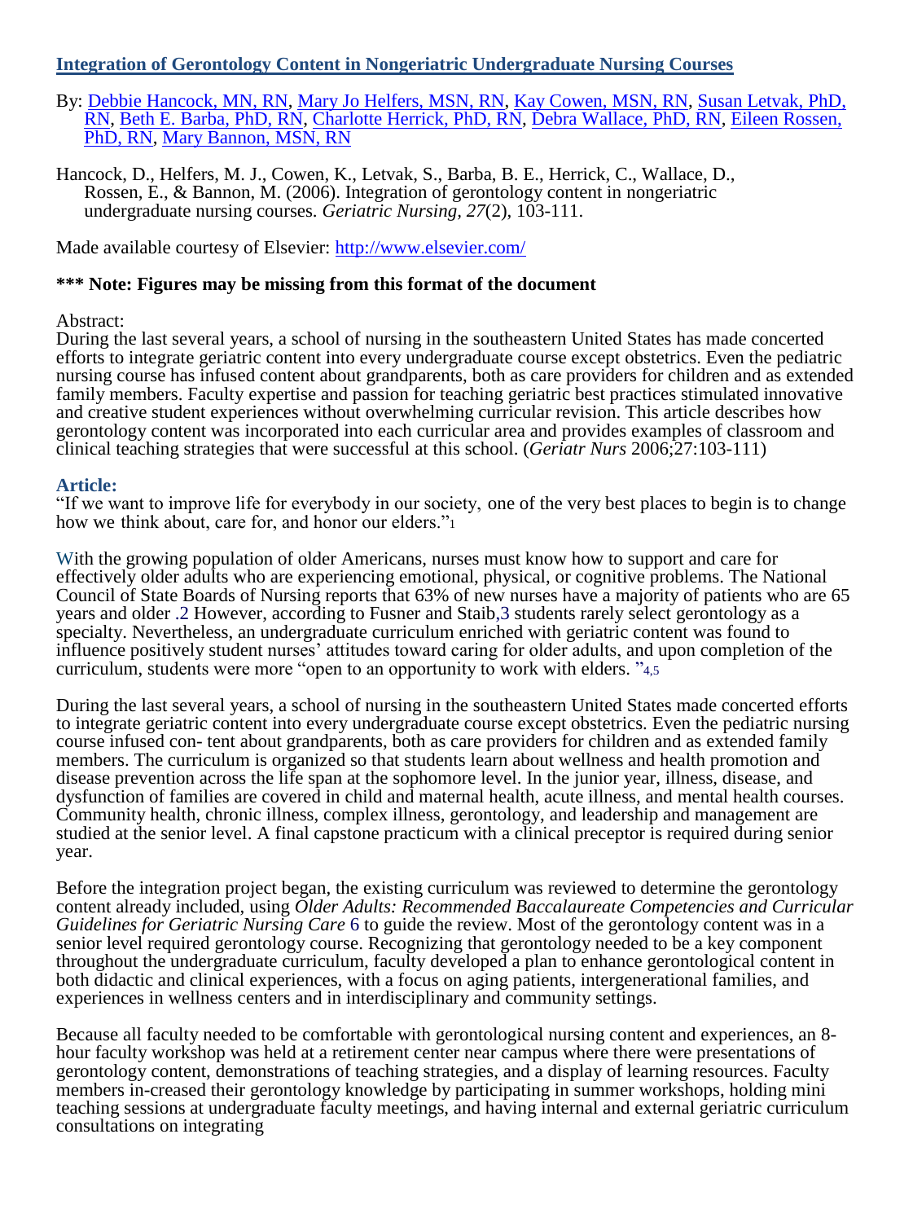# Integration of Gerontology Content in Nongeriatric Undergraduate Nursing Courses

By: Debbie Hancock, MN, RN, Mary Jo Helfers, MSN, RN, Kay Cowen, MSN, RN, Susan Letvak, PhD, RN, Beth E. Barba, PhD, RN, Charlotte Herrick, PhD, RN, Debra Wallace, PhD, RN, Eileen Rossen, PhD, RN, Mary Bannon, MSN, RN

Hancock, D., Helfers, M. J., Cowen, K., Letvak, S., Barba, B. E., Herrick, C., Wallace, D., Rossen, E., & Bannon, M. (2006). Integration of gerontology content in nongeriatric undergraduate nursing courses. *Geriatric Nursing, 27*(2), 103-111.

Made available courtesy of Elsevier: http://www.elsevier.com/

**\*\*\* Note: Figures may be missing from this format of the document**

Abstract:
During the last several years, a school of nursing in the southeastern United States has made concerted efforts to integrate geriatric content into every undergraduate course except obstetrics. Even the pediatric nursing course has infused content about grandparents, both as care providers for children and as extended family members. Faculty expertise and passion for teaching geriatric best practices stimulated innovative and creative student experiences without overwhelming curricular revision. This article describes how gerontology content was incorporated into each curricular area and provides examples of classroom and clinical teaching strategies that were successful at this school. (*Geriatr Nurs* 2006;27:103-111)

## Article:

"If we want to improve life for everybody in our society, one of the very best places to begin is to change how we think about, care for, and honor our elders."[1]

With the growing population of older Americans, nurses must know how to support and care for effectively older adults who are experiencing emotional, physical, or cognitive problems. The National Council of State Boards of Nursing reports that 63% of new nurses have a majority of patients who are 65 years and older .[2] However, according to Fusner and Staib,[3] students rarely select gerontology as a specialty. Nevertheless, an undergraduate curriculum enriched with geriatric content was found to influence positively student nurses' attitudes toward caring for older adults, and upon completion of the curriculum, students were more "open to an opportunity to work with elders. "[4,5]

During the last several years, a school of nursing in the southeastern United States made concerted efforts to integrate geriatric content into every undergraduate course except obstetrics. Even the pediatric nursing course infused con- tent about grandparents, both as care providers for children and as extended family members. The curriculum is organized so that students learn about wellness and health promotion and disease prevention across the life span at the sophomore level. In the junior year, illness, disease, and dysfunction of families are covered in child and maternal health, acute illness, and mental health courses. Community health, chronic illness, complex illness, gerontology, and leadership and management are studied at the senior level. A final capstone practicum with a clinical preceptor is required during senior year.

Before the integration project began, the existing curriculum was reviewed to determine the gerontology content already included, using *Older Adults: Recommended Baccalaureate Competencies and Curricular Guidelines for Geriatric Nursing Care* [6] to guide the review. Most of the gerontology content was in a senior level required gerontology course. Recognizing that gerontology needed to be a key component throughout the undergraduate curriculum, faculty developed a plan to enhance gerontological content in both didactic and clinical experiences, with a focus on aging patients, intergenerational families, and experiences in wellness centers and in interdisciplinary and community settings.

Because all faculty needed to be comfortable with gerontological nursing content and experiences, an 8-hour faculty workshop was held at a retirement center near campus where there were presentations of gerontology content, demonstrations of teaching strategies, and a display of learning resources. Faculty members in-creased their gerontology knowledge by participating in summer workshops, holding mini teaching sessions at undergraduate faculty meetings, and having internal and external geriatric curriculum consultations on integrating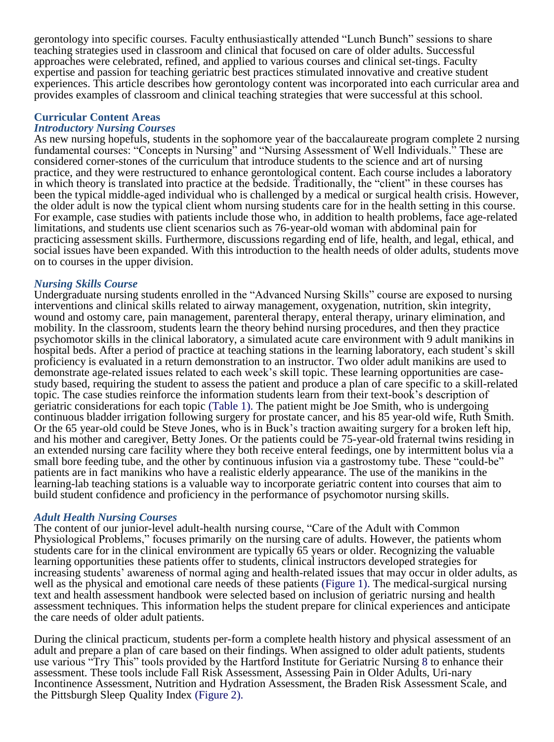gerontology into specific courses. Faculty enthusiastically attended "Lunch Bunch" sessions to share teaching strategies used in classroom and clinical that focused on care of older adults. Successful approaches were celebrated, refined, and applied to various courses and clinical set-tings. Faculty expertise and passion for teaching geriatric best practices stimulated innovative and creative student experiences. This article describes how gerontology content was incorporated into each curricular area and provides examples of classroom and clinical teaching strategies that were successful at this school.

## Curricular Content Areas

### *Introductory Nursing Courses*

As new nursing hopefuls, students in the sophomore year of the baccalaureate program complete 2 nursing fundamental courses: "Concepts in Nursing" and "Nursing Assessment of Well Individuals." These are considered corner-stones of the curriculum that introduce students to the science and art of nursing practice, and they were restructured to enhance gerontological content. Each course includes a laboratory in which theory is translated into practice at the bedside. Traditionally, the "client" in these courses has been the typical middle-aged individual who is challenged by a medical or surgical health crisis. However, the older adult is now the typical client whom nursing students care for in the health setting in this course. For example, case studies with patients include those who, in addition to health problems, face age-related limitations, and students use client scenarios such as 76-year-old woman with abdominal pain for practicing assessment skills. Furthermore, discussions regarding end of life, health, and legal, ethical, and social issues have been expanded. With this introduction to the health needs of older adults, students move on to courses in the upper division.

### *Nursing Skills Course*

Undergraduate nursing students enrolled in the "Advanced Nursing Skills" course are exposed to nursing interventions and clinical skills related to airway management, oxygenation, nutrition, skin integrity, wound and ostomy care, pain management, parenteral therapy, enteral therapy, urinary elimination, and mobility. In the classroom, students learn the theory behind nursing procedures, and then they practice psychomotor skills in the clinical laboratory, a simulated acute care environment with 9 adult manikins in hospital beds. After a period of practice at teaching stations in the learning laboratory, each student's skill proficiency is evaluated in a return demonstration to an instructor. Two older adult manikins are used to demonstrate age-related issues related to each week's skill topic. These learning opportunities are case-study based, requiring the student to assess the patient and produce a plan of care specific to a skill-related topic. The case studies reinforce the information students learn from their text-book's description of geriatric considerations for each topic (Table 1). The patient might be Joe Smith, who is undergoing continuous bladder irrigation following surgery for prostate cancer, and his 85 year-old wife, Ruth Smith. Or the 65 year-old could be Steve Jones, who is in Buck's traction awaiting surgery for a broken left hip, and his mother and caregiver, Betty Jones. Or the patients could be 75-year-old fraternal twins residing in an extended nursing care facility where they both receive enteral feedings, one by intermittent bolus via a small bore feeding tube, and the other by continuous infusion via a gastrostomy tube. These "could-be" patients are in fact manikins who have a realistic elderly appearance. The use of the manikins in the learning-lab teaching stations is a valuable way to incorporate geriatric content into courses that aim to build student confidence and proficiency in the performance of psychomotor nursing skills.

### *Adult Health Nursing Courses*

The content of our junior-level adult-health nursing course, "Care of the Adult with Common Physiological Problems," focuses primarily on the nursing care of adults. However, the patients whom students care for in the clinical environment are typically 65 years or older. Recognizing the valuable learning opportunities these patients offer to students, clinical instructors developed strategies for increasing students' awareness of normal aging and health-related issues that may occur in older adults, as well as the physical and emotional care needs of these patients (Figure 1). The medical-surgical nursing text and health assessment handbook were selected based on inclusion of geriatric nursing and health assessment techniques. This information helps the student prepare for clinical experiences and anticipate the care needs of older adult patients.

During the clinical practicum, students per-form a complete health history and physical assessment of an adult and prepare a plan of care based on their findings. When assigned to older adult patients, students use various "Try This" tools provided by the Hartford Institute for Geriatric Nursing [8] to enhance their assessment. These tools include Fall Risk Assessment, Assessing Pain in Older Adults, Uri-nary Incontinence Assessment, Nutrition and Hydration Assessment, the Braden Risk Assessment Scale, and the Pittsburgh Sleep Quality Index (Figure 2).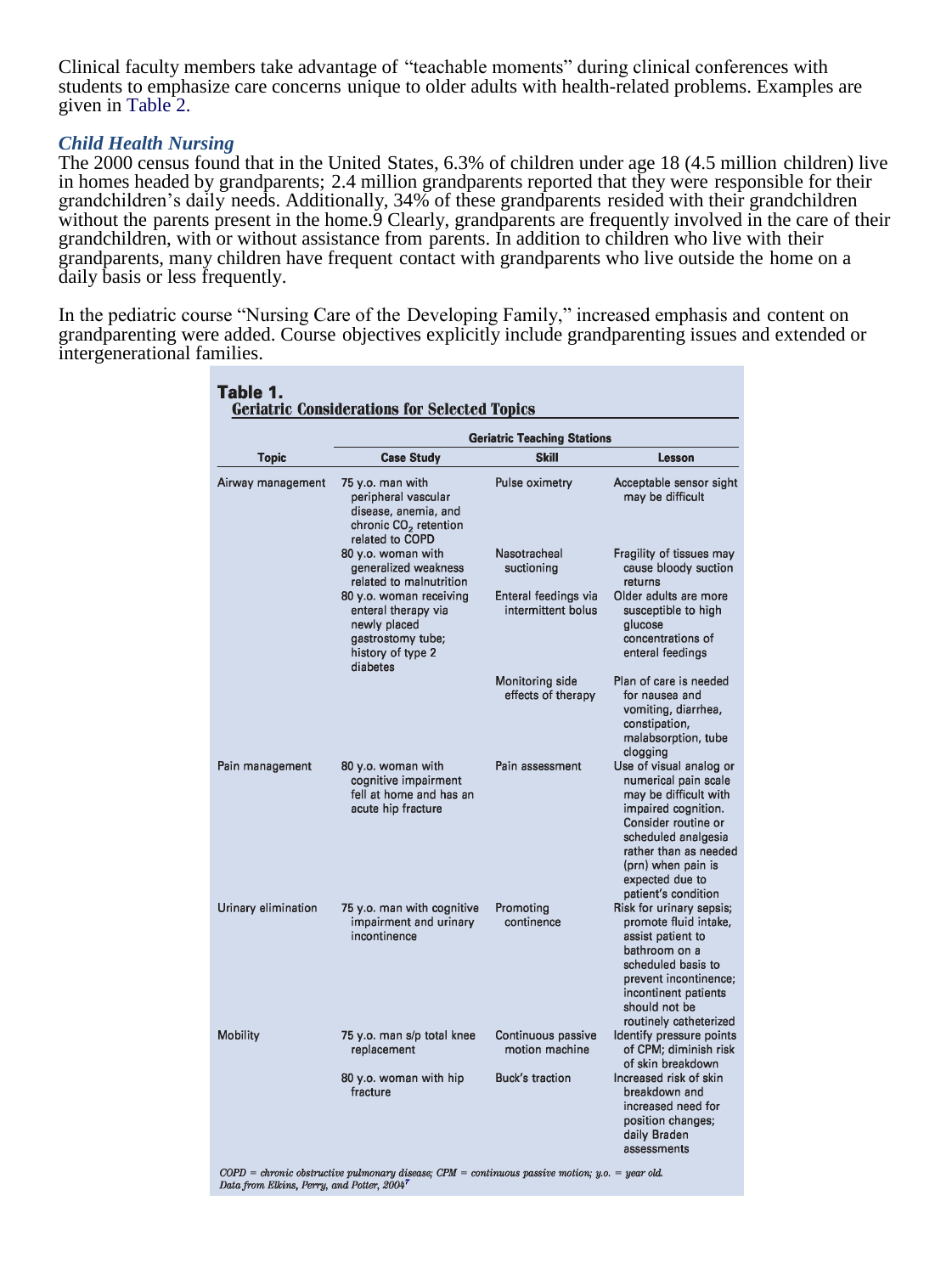Clinical faculty members take advantage of "teachable moments" during clinical conferences with students to emphasize care concerns unique to older adults with health-related problems. Examples are given in Table 2.

### *Child Health Nursing*

The 2000 census found that in the United States, 6.3% of children under age 18 (4.5 million children) live in homes headed by grandparents; 2.4 million grandparents reported that they were responsible for their grandchildren's daily needs. Additionally, 34% of these grandparents resided with their grandchildren without the parents present in the home.[9] Clearly, grandparents are frequently involved in the care of their grandchildren, with or without assistance from parents. In addition to children who live with their grandparents, many children have frequent contact with grandparents who live outside the home on a daily basis or less frequently.

In the pediatric course "Nursing Care of the Developing Family," increased emphasis and content on grandparenting were added. Course objectives explicitly include grandparenting issues and extended or intergenerational families.

**Table 1.**
**Geriatric Considerations for Selected Topics**

| | Geriatric Teaching Stations | | |
|---|---|---|---|
| **Topic** | **Case Study** | **Skill** | **Lesson** |
| Airway management | 75 y.o. man with peripheral vascular disease, anemia, and chronic $CO_2$ retention related to COPD | Pulse oximetry | Acceptable sensor sight may be difficult |
| | 80 y.o. woman with generalized weakness related to malnutrition | Nasotracheal suctioning | Fragility of tissues may cause bloody suction returns |
| | 80 y.o. woman receiving enteral therapy via newly placed gastrostomy tube; history of type 2 diabetes | Enteral feedings via intermittent bolus | Older adults are more susceptible to high glucose concentrations of enteral feedings |
| | | Monitoring side effects of therapy | Plan of care is needed for nausea and vomiting, diarrhea, constipation, malabsorption, tube clogging |
| Pain management | 80 y.o. woman with cognitive impairment fell at home and has an acute hip fracture | Pain assessment | Use of visual analog or numerical pain scale may be difficult with impaired cognition. Consider routine or scheduled analgesia rather than as needed (prn) when pain is expected due to patient's condition |
| Urinary elimination | 75 y.o. man with cognitive impairment and urinary incontinence | Promoting continence | Risk for urinary sepsis; promote fluid intake, assist patient to bathroom on a scheduled basis to prevent incontinence; incontinent patients should not be routinely catheterized |
| Mobility | 75 y.o. man s/p total knee replacement | Continuous passive motion machine | Identify pressure points of CPM; diminish risk of skin breakdown |
| | 80 y.o. woman with hip fracture | Buck's traction | Increased risk of skin breakdown and increased need for position changes; daily Braden assessments |

*COPD = chronic obstructive pulmonary disease; CPM = continuous passive motion; y.o. = year old.*
*Data from Elkins, Perry, and Potter, 2004*[7]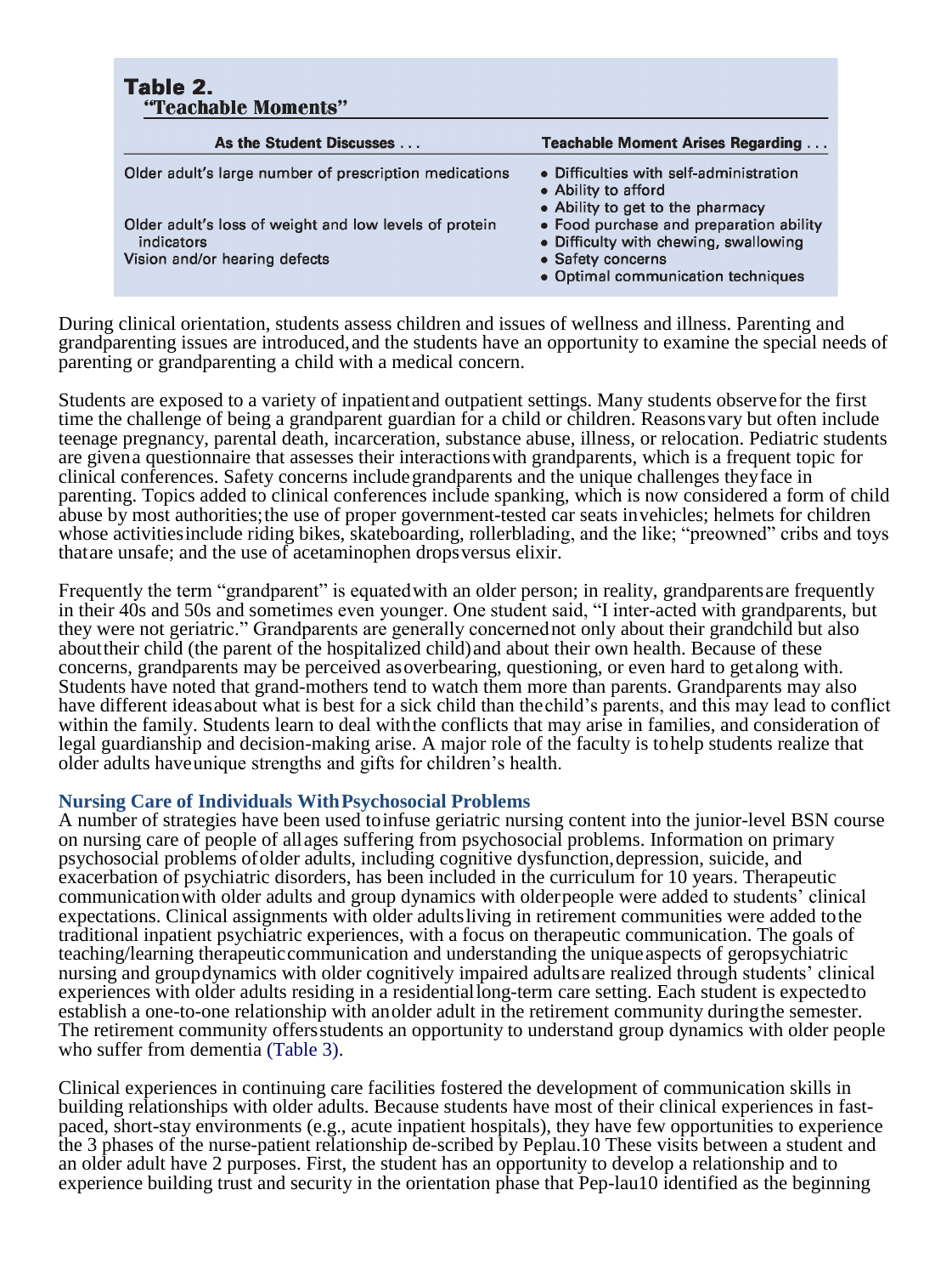**Table 2.**
**"Teachable Moments"**

| As the Student Discusses . . . | Teachable Moment Arises Regarding . . . |
|---|---|
| Older adult's large number of prescription medications | • Difficulties with self-administration<br>• Ability to afford<br>• Ability to get to the pharmacy |
| Older adult's loss of weight and low levels of protein indicators | • Food purchase and preparation ability<br>• Difficulty with chewing, swallowing |
| Vision and/or hearing defects | • Safety concerns<br>• Optimal communication techniques |

During clinical orientation, students assess children and issues of wellness and illness. Parenting and grandparenting issues are introduced, and the students have an opportunity to examine the special needs of parenting or grandparenting a child with a medical concern.

Students are exposed to a variety of inpatient and outpatient settings. Many students observe for the first time the challenge of being a grandparent guardian for a child or children. Reasons vary but often include teenage pregnancy, parental death, incarceration, substance abuse, illness, or relocation. Pediatric students are given a questionnaire that assesses their interactions with grandparents, which is a frequent topic for clinical conferences. Safety concerns include grandparents and the unique challenges they face in parenting. Topics added to clinical conferences include spanking, which is now considered a form of child abuse by most authorities; the use of proper government-tested car seats in vehicles; helmets for children whose activities include riding bikes, skateboarding, rollerblading, and the like; "preowned" cribs and toys that are unsafe; and the use of acetaminophen drops versus elixir.

Frequently the term "grandparent" is equated with an older person; in reality, grandparents are frequently in their 40s and 50s and sometimes even younger. One student said, "I inter-acted with grandparents, but they were not geriatric." Grandparents are generally concerned not only about their grandchild but also about their child (the parent of the hospitalized child) and about their own health. Because of these concerns, grandparents may be perceived as overbearing, questioning, or even hard to get along with. Students have noted that grand-mothers tend to watch them more than parents. Grandparents may also have different ideas about what is best for a sick child than the child's parents, and this may lead to conflict within the family. Students learn to deal with the conflicts that may arise in families, and consideration of legal guardianship and decision-making arise. A major role of the faculty is to help students realize that older adults have unique strengths and gifts for children's health.

### Nursing Care of Individuals With Psychosocial Problems

A number of strategies have been used to infuse geriatric nursing content into the junior-level BSN course on nursing care of people of all ages suffering from psychosocial problems. Information on primary psychosocial problems of older adults, including cognitive dysfunction, depression, suicide, and exacerbation of psychiatric disorders, has been included in the curriculum for 10 years. Therapeutic communication with older adults and group dynamics with older people were added to students' clinical expectations. Clinical assignments with older adults living in retirement communities were added to the traditional inpatient psychiatric experiences, with a focus on therapeutic communication. The goals of teaching/learning therapeutic communication and understanding the unique aspects of geropsychiatric nursing and group dynamics with older cognitively impaired adults are realized through students' clinical experiences with older adults residing in a residential long-term care setting. Each student is expected to establish a one-to-one relationship with an older adult in the retirement community during the semester. The retirement community offers students an opportunity to understand group dynamics with older people who suffer from dementia (Table 3).

Clinical experiences in continuing care facilities fostered the development of communication skills in building relationships with older adults. Because students have most of their clinical experiences in fast-paced, short-stay environments (e.g., acute inpatient hospitals), they have few opportunities to experience the 3 phases of the nurse-patient relationship de-scribed by Peplau.[10] These visits between a student and an older adult have 2 purposes. First, the student has an opportunity to develop a relationship and to experience building trust and security in the orientation phase that Pep-lau[10] identified as the beginning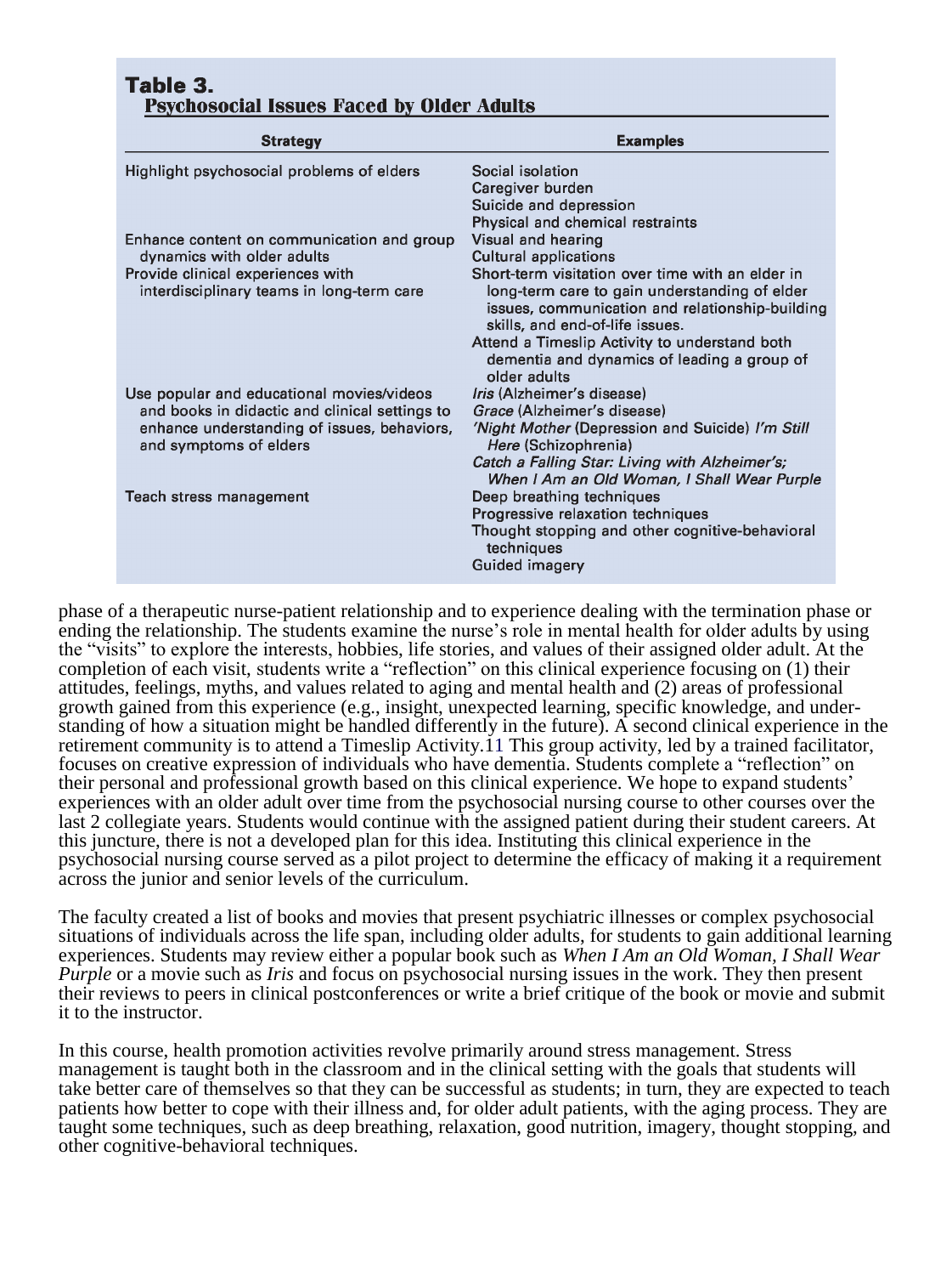**Table 3.**
**Psychosocial Issues Faced by Older Adults**

| Strategy | Examples |
|---|---|
| Highlight psychosocial problems of elders | Social isolation<br>Caregiver burden<br>Suicide and depression<br>Physical and chemical restraints |
| Enhance content on communication and group dynamics with older adults | Visual and hearing<br>Cultural applications |
| Provide clinical experiences with interdisciplinary teams in long-term care | Short-term visitation over time with an elder in long-term care to gain understanding of elder issues, communication and relationship-building skills, and end-of-life issues.<br>Attend a Timeslip Activity to understand both dementia and dynamics of leading a group of older adults |
| Use popular and educational movies/videos and books in didactic and clinical settings to enhance understanding of issues, behaviors, and symptoms of elders | *Iris* (Alzheimer's disease)<br>*Grace* (Alzheimer's disease)<br>*'Night Mother* (Depression and Suicide) *I'm Still Here* (Schizophrenia)<br>*Catch a Falling Star: Living with Alzheimer's; When I Am an Old Woman, I Shall Wear Purple* |
| Teach stress management | Deep breathing techniques<br>Progressive relaxation techniques<br>Thought stopping and other cognitive-behavioral techniques<br>Guided imagery |

phase of a therapeutic nurse-patient relationship and to experience dealing with the termination phase or ending the relationship. The students examine the nurse's role in mental health for older adults by using the "visits" to explore the interests, hobbies, life stories, and values of their assigned older adult. At the completion of each visit, students write a "reflection" on this clinical experience focusing on (1) their attitudes, feelings, myths, and values related to aging and mental health and (2) areas of professional growth gained from this experience (e.g., insight, unexpected learning, specific knowledge, and understanding of how a situation might be handled differently in the future). A second clinical experience in the retirement community is to attend a Timeslip Activity.[11] This group activity, led by a trained facilitator, focuses on creative expression of individuals who have dementia. Students complete a "reflection" on their personal and professional growth based on this clinical experience. We hope to expand students' experiences with an older adult over time from the psychosocial nursing course to other courses over the last 2 collegiate years. Students would continue with the assigned patient during their student careers. At this juncture, there is not a developed plan for this idea. Instituting this clinical experience in the psychosocial nursing course served as a pilot project to determine the efficacy of making it a requirement across the junior and senior levels of the curriculum.

The faculty created a list of books and movies that present psychiatric illnesses or complex psychosocial situations of individuals across the life span, including older adults, for students to gain additional learning experiences. Students may review either a popular book such as *When I Am an Old Woman, I Shall Wear Purple* or a movie such as *Iris* and focus on psychosocial nursing issues in the work. They then present their reviews to peers in clinical postconferences or write a brief critique of the book or movie and submit it to the instructor.

In this course, health promotion activities revolve primarily around stress management. Stress management is taught both in the classroom and in the clinical setting with the goals that students will take better care of themselves so that they can be successful as students; in turn, they are expected to teach patients how better to cope with their illness and, for older adult patients, with the aging process. They are taught some techniques, such as deep breathing, relaxation, good nutrition, imagery, thought stopping, and other cognitive-behavioral techniques.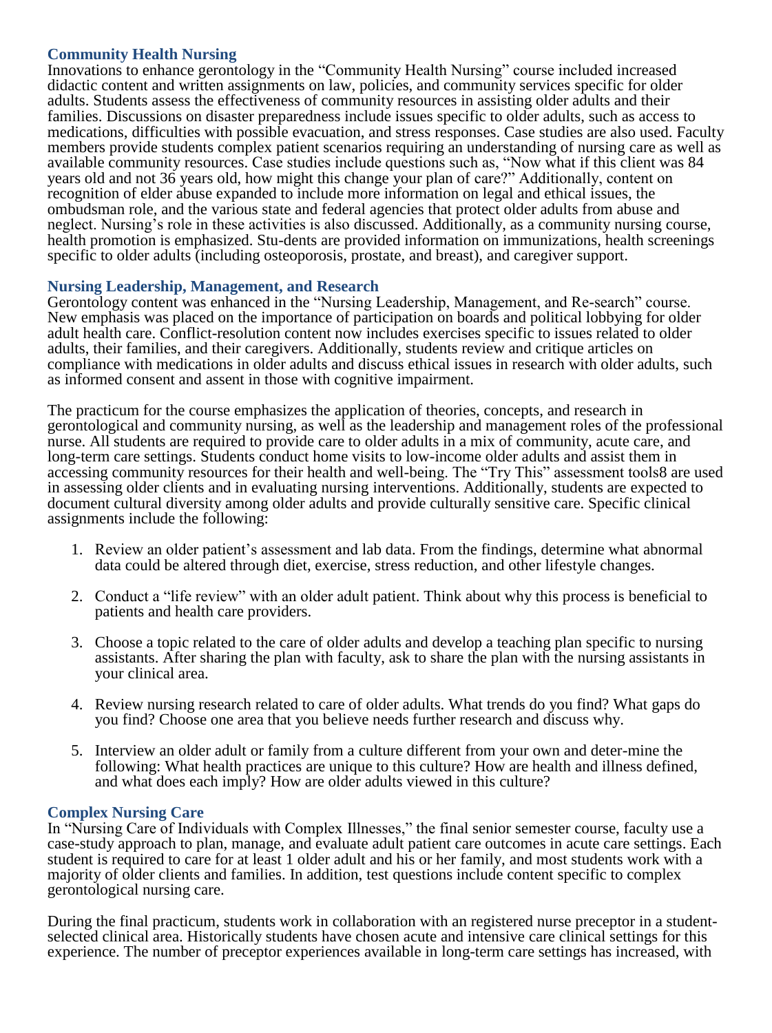### Community Health Nursing

Innovations to enhance gerontology in the "Community Health Nursing" course included increased didactic content and written assignments on law, policies, and community services specific for older adults. Students assess the effectiveness of community resources in assisting older adults and their families. Discussions on disaster preparedness include issues specific to older adults, such as access to medications, difficulties with possible evacuation, and stress responses. Case studies are also used. Faculty members provide students complex patient scenarios requiring an understanding of nursing care as well as available community resources. Case studies include questions such as, "Now what if this client was 84 years old and not 36 years old, how might this change your plan of care?" Additionally, content on recognition of elder abuse expanded to include more information on legal and ethical issues, the ombudsman role, and the various state and federal agencies that protect older adults from abuse and neglect. Nursing's role in these activities is also discussed. Additionally, as a community nursing course, health promotion is emphasized. Stu-dents are provided information on immunizations, health screenings specific to older adults (including osteoporosis, prostate, and breast), and caregiver support.

### Nursing Leadership, Management, and Research

Gerontology content was enhanced in the "Nursing Leadership, Management, and Re-search" course. New emphasis was placed on the importance of participation on boards and political lobbying for older adult health care. Conflict-resolution content now includes exercises specific to issues related to older adults, their families, and their caregivers. Additionally, students review and critique articles on compliance with medications in older adults and discuss ethical issues in research with older adults, such as informed consent and assent in those with cognitive impairment.

The practicum for the course emphasizes the application of theories, concepts, and research in gerontological and community nursing, as well as the leadership and management roles of the professional nurse. All students are required to provide care to older adults in a mix of community, acute care, and long-term care settings. Students conduct home visits to low-income older adults and assist them in accessing community resources for their health and well-being. The "Try This" assessment tools8 are used in assessing older clients and in evaluating nursing interventions. Additionally, students are expected to document cultural diversity among older adults and provide culturally sensitive care. Specific clinical assignments include the following:

1. Review an older patient's assessment and lab data. From the findings, determine what abnormal data could be altered through diet, exercise, stress reduction, and other lifestyle changes.

2. Conduct a "life review" with an older adult patient. Think about why this process is beneficial to patients and health care providers.

3. Choose a topic related to the care of older adults and develop a teaching plan specific to nursing assistants. After sharing the plan with faculty, ask to share the plan with the nursing assistants in your clinical area.

4. Review nursing research related to care of older adults. What trends do you find? What gaps do you find? Choose one area that you believe needs further research and discuss why.

5. Interview an older adult or family from a culture different from your own and deter-mine the following: What health practices are unique to this culture? How are health and illness defined, and what does each imply? How are older adults viewed in this culture?

### Complex Nursing Care

In "Nursing Care of Individuals with Complex Illnesses," the final senior semester course, faculty use a case-study approach to plan, manage, and evaluate adult patient care outcomes in acute care settings. Each student is required to care for at least 1 older adult and his or her family, and most students work with a majority of older clients and families. In addition, test questions include content specific to complex gerontological nursing care.

During the final practicum, students work in collaboration with an registered nurse preceptor in a student-selected clinical area. Historically students have chosen acute and intensive care clinical settings for this experience. The number of preceptor experiences available in long-term care settings has increased, with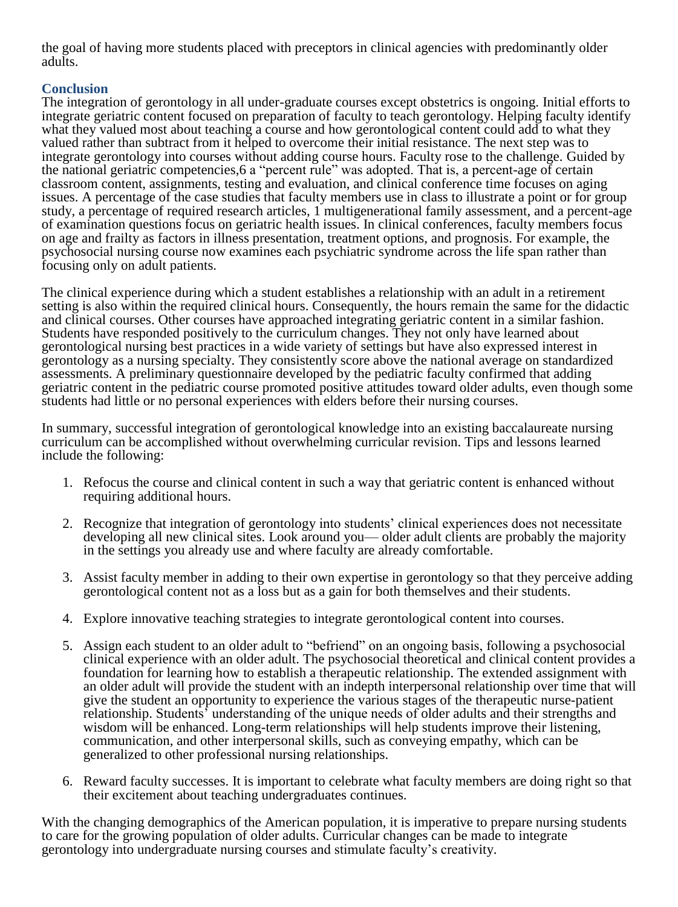the goal of having more students placed with preceptors in clinical agencies with predominantly older adults.

## Conclusion

The integration of gerontology in all under-graduate courses except obstetrics is ongoing. Initial efforts to integrate geriatric content focused on preparation of faculty to teach gerontology. Helping faculty identify what they valued most about teaching a course and how gerontological content could add to what they valued rather than subtract from it helped to overcome their initial resistance. The next step was to integrate gerontology into courses without adding course hours. Faculty rose to the challenge. Guided by the national geriatric competencies,6 a "percent rule" was adopted. That is, a percent-age of certain classroom content, assignments, testing and evaluation, and clinical conference time focuses on aging issues. A percentage of the case studies that faculty members use in class to illustrate a point or for group study, a percentage of required research articles, 1 multigenerational family assessment, and a percent-age of examination questions focus on geriatric health issues. In clinical conferences, faculty members focus on age and frailty as factors in illness presentation, treatment options, and prognosis. For example, the psychosocial nursing course now examines each psychiatric syndrome across the life span rather than focusing only on adult patients.

The clinical experience during which a student establishes a relationship with an adult in a retirement setting is also within the required clinical hours. Consequently, the hours remain the same for the didactic and clinical courses. Other courses have approached integrating geriatric content in a similar fashion. Students have responded positively to the curriculum changes. They not only have learned about gerontological nursing best practices in a wide variety of settings but have also expressed interest in gerontology as a nursing specialty. They consistently score above the national average on standardized assessments. A preliminary questionnaire developed by the pediatric faculty confirmed that adding geriatric content in the pediatric course promoted positive attitudes toward older adults, even though some students had little or no personal experiences with elders before their nursing courses.

In summary, successful integration of gerontological knowledge into an existing baccalaureate nursing curriculum can be accomplished without overwhelming curricular revision. Tips and lessons learned include the following:

1. Refocus the course and clinical content in such a way that geriatric content is enhanced without requiring additional hours.
2. Recognize that integration of gerontology into students' clinical experiences does not necessitate developing all new clinical sites. Look around you— older adult clients are probably the majority in the settings you already use and where faculty are already comfortable.
3. Assist faculty member in adding to their own expertise in gerontology so that they perceive adding gerontological content not as a loss but as a gain for both themselves and their students.
4. Explore innovative teaching strategies to integrate gerontological content into courses.
5. Assign each student to an older adult to "befriend" on an ongoing basis, following a psychosocial clinical experience with an older adult. The psychosocial theoretical and clinical content provides a foundation for learning how to establish a therapeutic relationship. The extended assignment with an older adult will provide the student with an indepth interpersonal relationship over time that will give the student an opportunity to experience the various stages of the therapeutic nurse-patient relationship. Students' understanding of the unique needs of older adults and their strengths and wisdom will be enhanced. Long-term relationships will help students improve their listening, communication, and other interpersonal skills, such as conveying empathy, which can be generalized to other professional nursing relationships.
6. Reward faculty successes. It is important to celebrate what faculty members are doing right so that their excitement about teaching undergraduates continues.

With the changing demographics of the American population, it is imperative to prepare nursing students to care for the growing population of older adults. Curricular changes can be made to integrate gerontology into undergraduate nursing courses and stimulate faculty's creativity.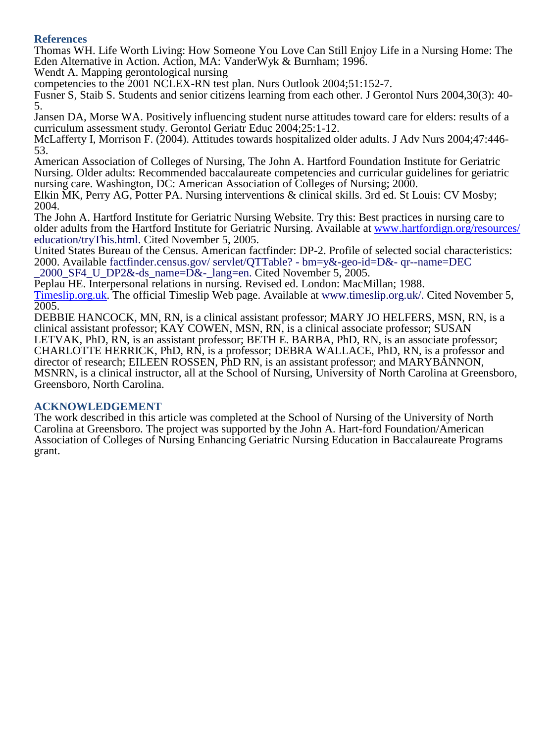## References

Thomas WH. Life Worth Living: How Someone You Love Can Still Enjoy Life in a Nursing Home: The Eden Alternative in Action. Action, MA: VanderWyk & Burnham; 1996.

Wendt A. Mapping gerontological nursing competencies to the 2001 NCLEX-RN test plan. Nurs Outlook 2004;51:152-7.

Fusner S, Staib S. Students and senior citizens learning from each other. J Gerontol Nurs 2004,30(3): 40-5.

Jansen DA, Morse WA. Positively influencing student nurse attitudes toward care for elders: results of a curriculum assessment study. Gerontol Geriatr Educ 2004;25:1-12.

McLafferty I, Morrison F. (2004). Attitudes towards hospitalized older adults. J Adv Nurs 2004;47:446-53.

American Association of Colleges of Nursing, The John A. Hartford Foundation Institute for Geriatric Nursing. Older adults: Recommended baccalaureate competencies and curricular guidelines for geriatric nursing care. Washington, DC: American Association of Colleges of Nursing; 2000.

Elkin MK, Perry AG, Potter PA. Nursing interventions & clinical skills. 3rd ed. St Louis: CV Mosby; 2004.

The John A. Hartford Institute for Geriatric Nursing Website. Try this: Best practices in nursing care to older adults from the Hartford Institute for Geriatric Nursing. Available at www.hartfordign.org/resources/education/tryThis.html. Cited November 5, 2005.

United States Bureau of the Census. American factfinder: DP-2. Profile of selected social characteristics: 2000. Available factfinder.census.gov/ servlet/QTTable? - bm=y&-geo-id=D&- qr--name=DEC _2000_SF4_U_DP2&-ds_name=D&-_lang=en. Cited November 5, 2005.

Peplau HE. Interpersonal relations in nursing. Revised ed. London: MacMillan; 1988.

Timeslip.org.uk. The official Timeslip Web page. Available at www.timeslip.org.uk/. Cited November 5, 2005.

DEBBIE HANCOCK, MN, RN, is a clinical assistant professor; MARY JO HELFERS, MSN, RN, is a clinical assistant professor; KAY COWEN, MSN, RN, is a clinical associate professor; SUSAN LETVAK, PhD, RN, is an assistant professor; BETH E. BARBA, PhD, RN, is an associate professor; CHARLOTTE HERRICK, PhD, RN, is a professor; DEBRA WALLACE, PhD, RN, is a professor and director of research; EILEEN ROSSEN, PhD RN, is an assistant professor; and MARYBANNON, MSNRN, is a clinical instructor, all at the School of Nursing, University of North Carolina at Greensboro, Greensboro, North Carolina.

## ACKNOWLEDGEMENT

The work described in this article was completed at the School of Nursing of the University of North Carolina at Greensboro. The project was supported by the John A. Hart-ford Foundation/American Association of Colleges of Nursing Enhancing Geriatric Nursing Education in Baccalaureate Programs grant.